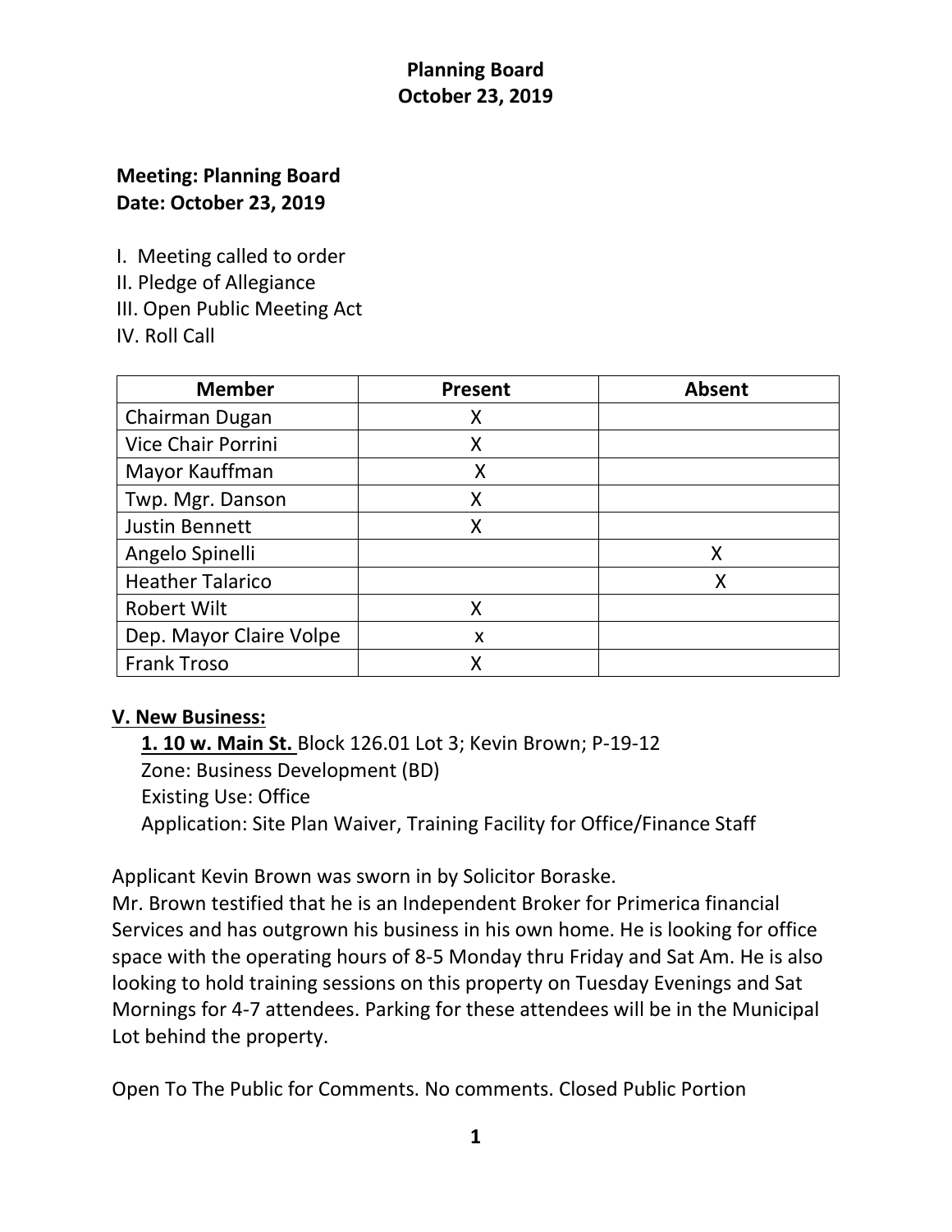# Planning Board
# October 23, 2019

**Meeting: Planning Board**
**Date: October 23, 2019**

I. Meeting called to order
II. Pledge of Allegiance
III. Open Public Meeting Act
IV. Roll Call

| Member | Present | Absent |
|---|---|---|
| Chairman Dugan | X | |
| Vice Chair Porrini | X | |
| Mayor Kauffman | X | |
| Twp. Mgr. Danson | X | |
| Justin Bennett | X | |
| Angelo Spinelli | | X |
| Heather Talarico | | X |
| Robert Wilt | X | |
| Dep. Mayor Claire Volpe | x | |
| Frank Troso | X | |

**V. New Business:**

**1. 10 w. Main St.** Block 126.01 Lot 3; Kevin Brown; P-19-12
Zone: Business Development (BD)
Existing Use: Office
Application: Site Plan Waiver, Training Facility for Office/Finance Staff

Applicant Kevin Brown was sworn in by Solicitor Boraske.
Mr. Brown testified that he is an Independent Broker for Primerica financial Services and has outgrown his business in his own home. He is looking for office space with the operating hours of 8-5 Monday thru Friday and Sat Am. He is also looking to hold training sessions on this property on Tuesday Evenings and Sat Mornings for 4-7 attendees. Parking for these attendees will be in the Municipal Lot behind the property.

Open To The Public for Comments. No comments. Closed Public Portion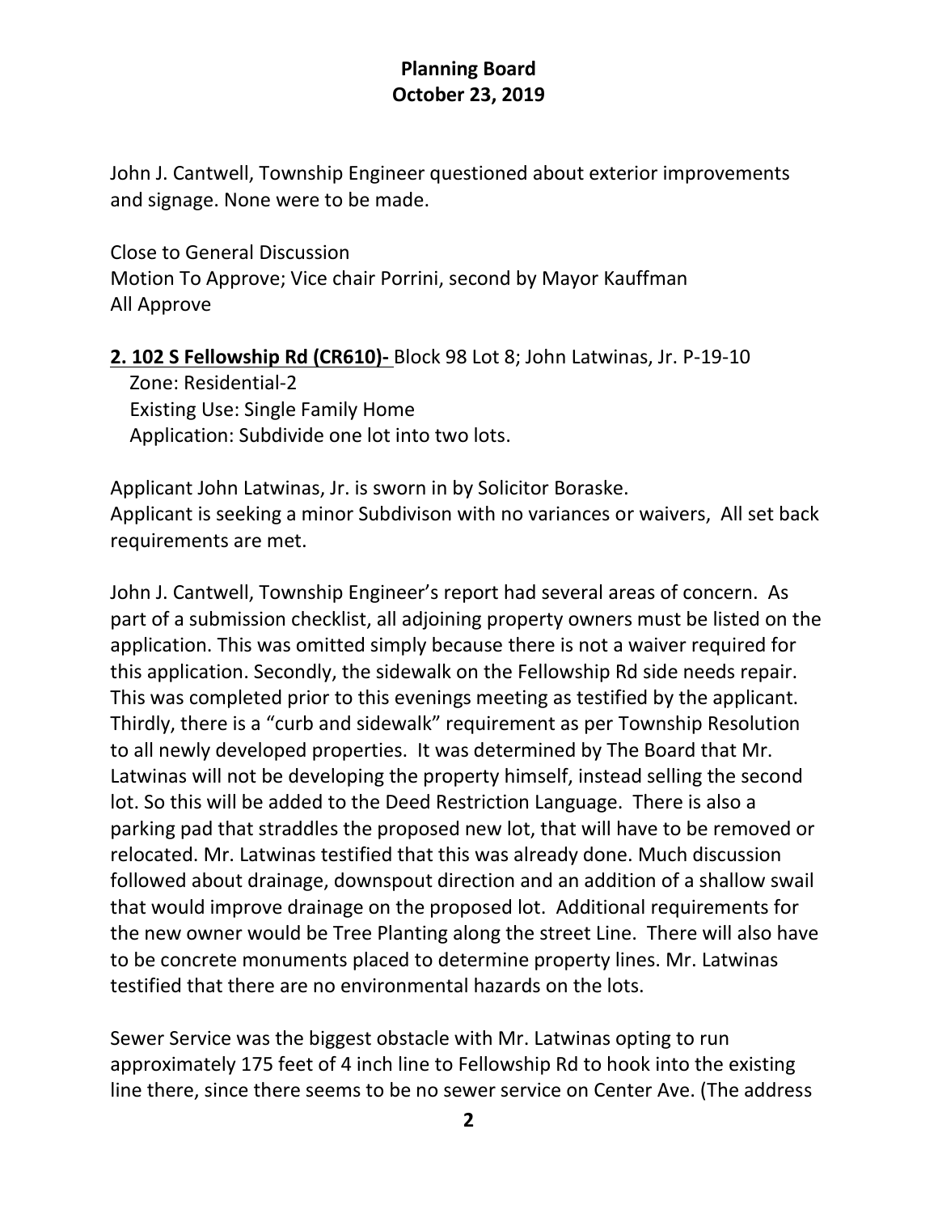John J. Cantwell, Township Engineer questioned about exterior improvements and signage. None were to be made.

Close to General Discussion
Motion To Approve; Vice chair Porrini, second by Mayor Kauffman
All Approve

**2. 102 S Fellowship Rd (CR610)-** Block 98 Lot 8; John Latwinas, Jr. P-19-10
Zone: Residential-2
Existing Use: Single Family Home
Application: Subdivide one lot into two lots.

Applicant John Latwinas, Jr. is sworn in by Solicitor Boraske.
Applicant is seeking a minor Subdivison with no variances or waivers, All set back requirements are met.

John J. Cantwell, Township Engineer's report had several areas of concern. As part of a submission checklist, all adjoining property owners must be listed on the application. This was omitted simply because there is not a waiver required for this application. Secondly, the sidewalk on the Fellowship Rd side needs repair. This was completed prior to this evenings meeting as testified by the applicant. Thirdly, there is a "curb and sidewalk" requirement as per Township Resolution to all newly developed properties. It was determined by The Board that Mr. Latwinas will not be developing the property himself, instead selling the second lot. So this will be added to the Deed Restriction Language. There is also a parking pad that straddles the proposed new lot, that will have to be removed or relocated. Mr. Latwinas testified that this was already done. Much discussion followed about drainage, downspout direction and an addition of a shallow swail that would improve drainage on the proposed lot. Additional requirements for the new owner would be Tree Planting along the street Line. There will also have to be concrete monuments placed to determine property lines. Mr. Latwinas testified that there are no environmental hazards on the lots.

Sewer Service was the biggest obstacle with Mr. Latwinas opting to run approximately 175 feet of 4 inch line to Fellowship Rd to hook into the existing line there, since there seems to be no sewer service on Center Ave. (The address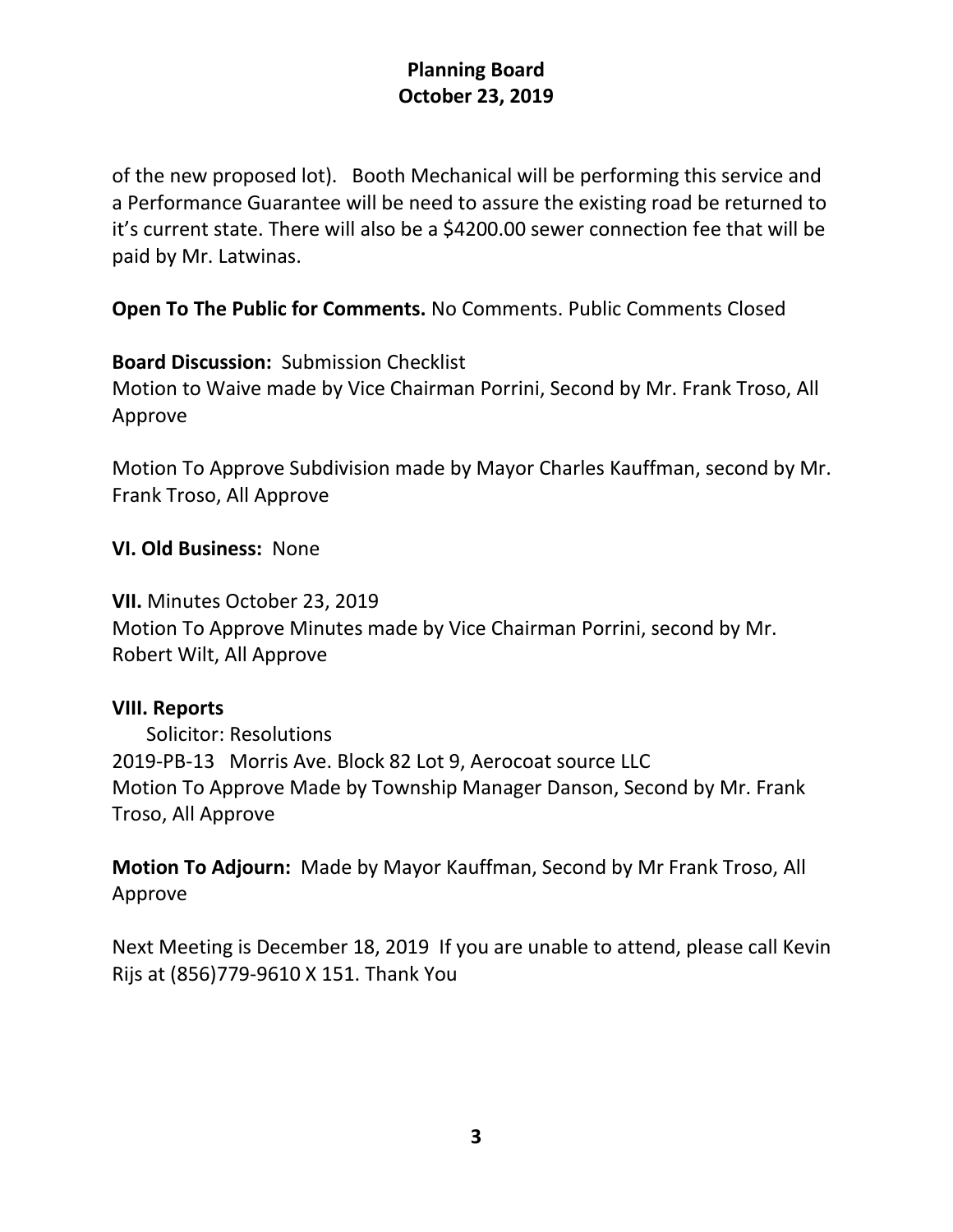of the new proposed lot). Booth Mechanical will be performing this service and a Performance Guarantee will be need to assure the existing road be returned to it's current state. There will also be a $4200.00 sewer connection fee that will be paid by Mr. Latwinas.

**Open To The Public for Comments.** No Comments. Public Comments Closed

**Board Discussion:** Submission Checklist
Motion to Waive made by Vice Chairman Porrini, Second by Mr. Frank Troso, All Approve

Motion To Approve Subdivision made by Mayor Charles Kauffman, second by Mr. Frank Troso, All Approve

**VI. Old Business:** None

**VII.** Minutes October 23, 2019
Motion To Approve Minutes made by Vice Chairman Porrini, second by Mr. Robert Wilt, All Approve

**VIII. Reports**

Solicitor: Resolutions
2019-PB-13 Morris Ave. Block 82 Lot 9, Aerocoat source LLC
Motion To Approve Made by Township Manager Danson, Second by Mr. Frank Troso, All Approve

**Motion To Adjourn:** Made by Mayor Kauffman, Second by Mr Frank Troso, All Approve

Next Meeting is December 18, 2019 If you are unable to attend, please call Kevin Rijs at (856)779-9610 X 151. Thank You